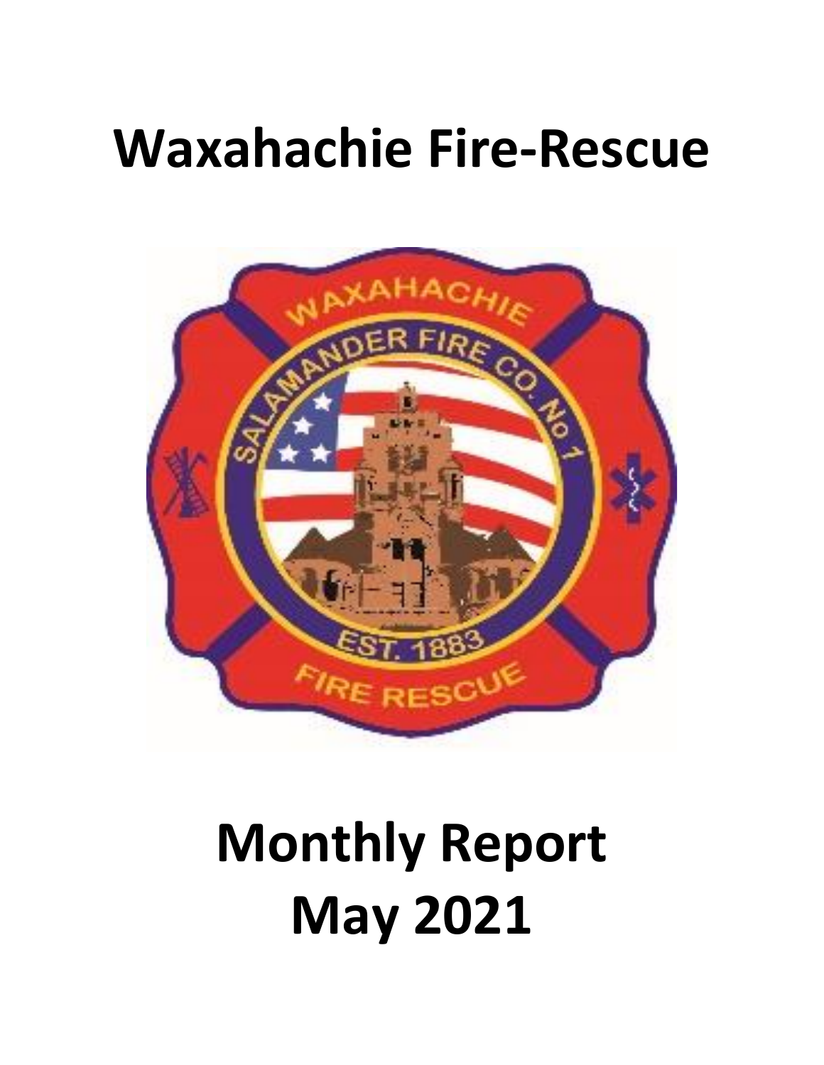# Waxahachie Fire-Rescue

# Monthly Report
# May 2021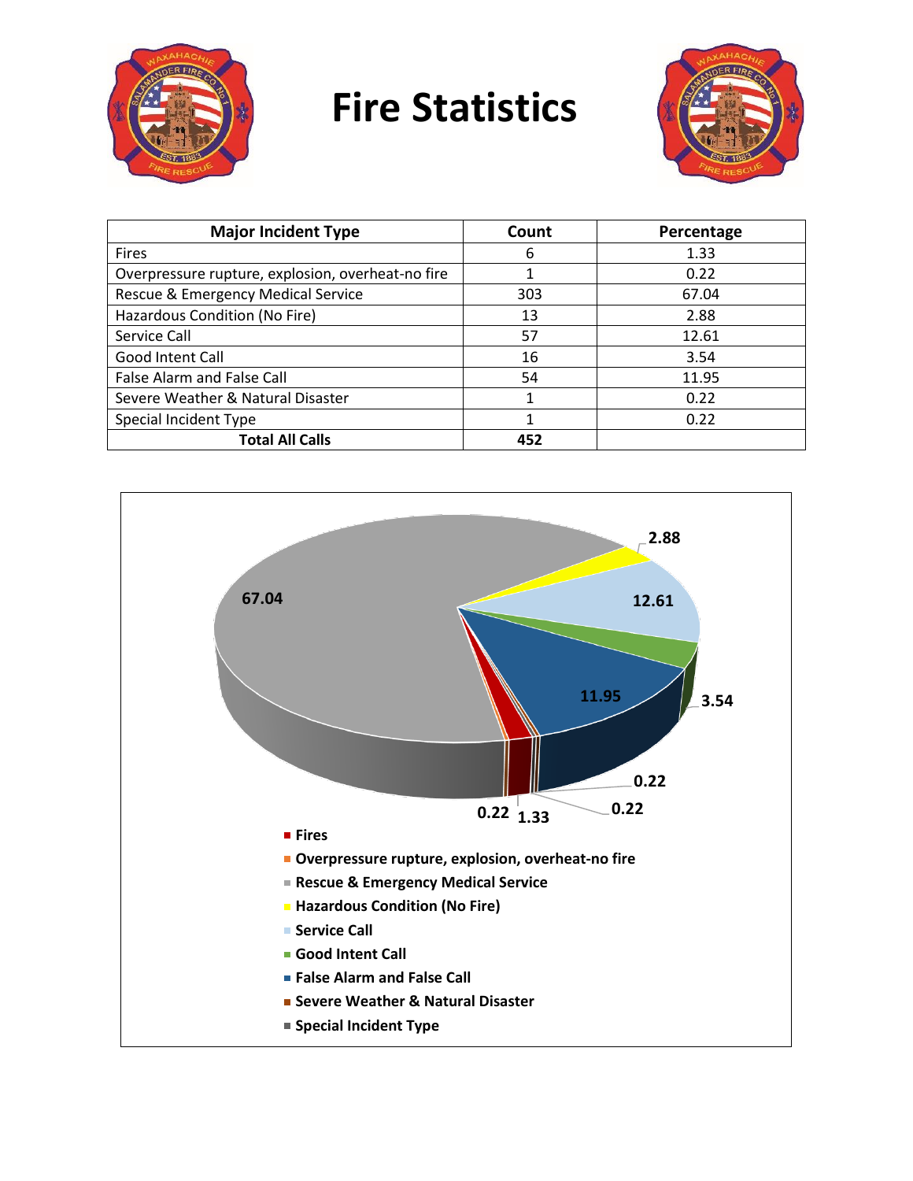# Fire Statistics

| Major Incident Type | Count | Percentage |
|---|---|---|
| Fires | 6 | 1.33 |
| Overpressure rupture, explosion, overheat-no fire | 1 | 0.22 |
| Rescue & Emergency Medical Service | 303 | 67.04 |
| Hazardous Condition (No Fire) | 13 | 2.88 |
| Service Call | 57 | 12.61 |
| Good Intent Call | 16 | 3.54 |
| False Alarm and False Call | 54 | 11.95 |
| Severe Weather & Natural Disaster | 1 | 0.22 |
| Special Incident Type | 1 | 0.22 |
| **Total All Calls** | **452** | |

- Fires
- Overpressure rupture, explosion, overheat-no fire
- Rescue & Emergency Medical Service
- Hazardous Condition (No Fire)
- Service Call
- Good Intent Call
- False Alarm and False Call
- Severe Weather & Natural Disaster
- Special Incident Type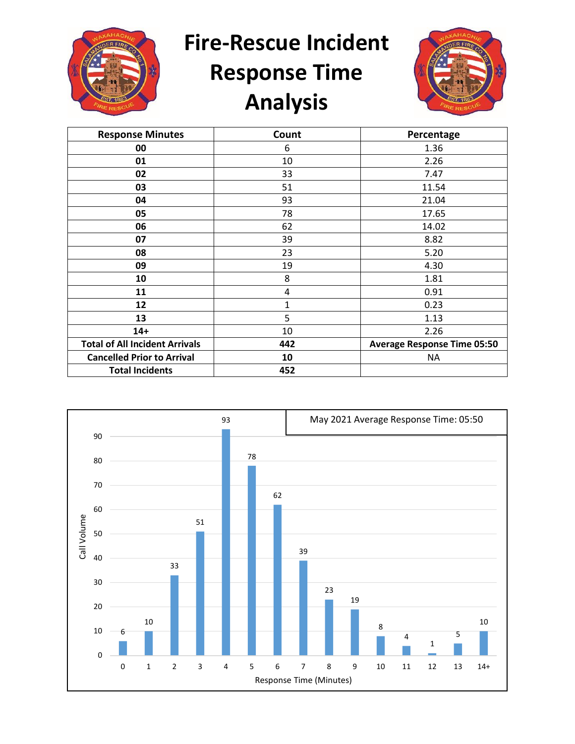# Fire-Rescue Incident Response Time Analysis

| Response Minutes | Count | Percentage |
|---|---|---|
| **00** | 6 | 1.36 |
| **01** | 10 | 2.26 |
| **02** | 33 | 7.47 |
| **03** | 51 | 11.54 |
| **04** | 93 | 21.04 |
| **05** | 78 | 17.65 |
| **06** | 62 | 14.02 |
| **07** | 39 | 8.82 |
| **08** | 23 | 5.20 |
| **09** | 19 | 4.30 |
| **10** | 8 | 1.81 |
| **11** | 4 | 0.91 |
| **12** | 1 | 0.23 |
| **13** | 5 | 1.13 |
| **14+** | 10 | 2.26 |
| **Total of All Incident Arrivals** | **442** | **Average Response Time 05:50** |
| **Cancelled Prior to Arrival** | **10** | NA |
| **Total Incidents** | **452** | |

May 2021 Average Response Time: 05:50

| Response Time (Minutes) | Call Volume |
|---|---|
| 0 | 6 |
| 1 | 10 |
| 2 | 33 |
| 3 | 51 |
| 4 | 93 |
| 5 | 78 |
| 6 | 62 |
| 7 | 39 |
| 8 | 23 |
| 9 | 19 |
| 10 | 8 |
| 11 | 4 |
| 12 | 1 |
| 13 | 5 |
| 14+ | 10 |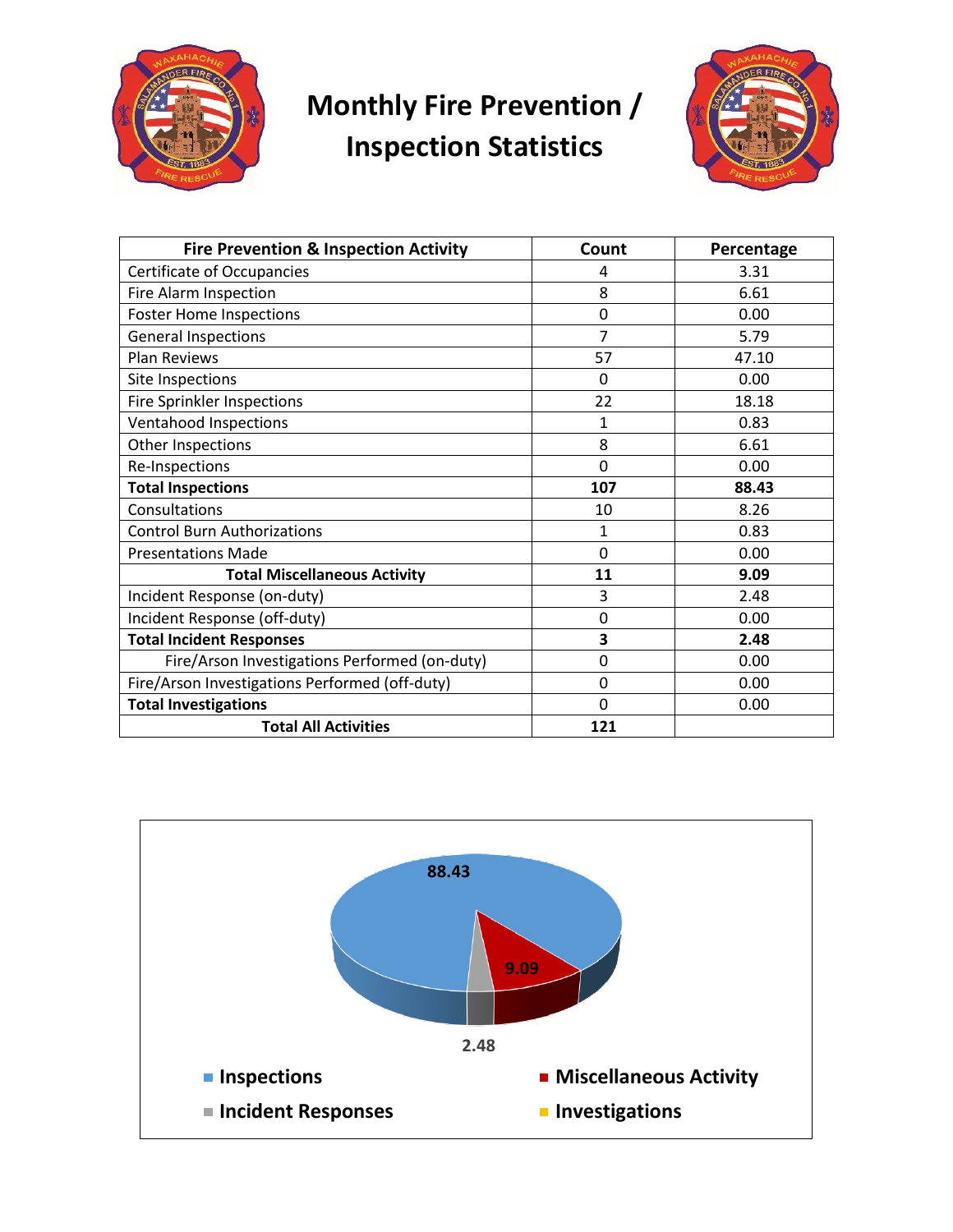# Monthly Fire Prevention / Inspection Statistics

| Fire Prevention & Inspection Activity | Count | Percentage |
|---|---|---|
| Certificate of Occupancies | 4 | 3.31 |
| Fire Alarm Inspection | 8 | 6.61 |
| Foster Home Inspections | 0 | 0.00 |
| General Inspections | 7 | 5.79 |
| Plan Reviews | 57 | 47.10 |
| Site Inspections | 0 | 0.00 |
| Fire Sprinkler Inspections | 22 | 18.18 |
| Ventahood Inspections | 1 | 0.83 |
| Other Inspections | 8 | 6.61 |
| Re-Inspections | 0 | 0.00 |
| **Total Inspections** | **107** | **88.43** |
| Consultations | 10 | 8.26 |
| Control Burn Authorizations | 1 | 0.83 |
| Presentations Made | 0 | 0.00 |
| **Total Miscellaneous Activity** | **11** | **9.09** |
| Incident Response (on-duty) | 3 | 2.48 |
| Incident Response (off-duty) | 0 | 0.00 |
| **Total Incident Responses** | **3** | **2.48** |
| Fire/Arson Investigations Performed (on-duty) | 0 | 0.00 |
| Fire/Arson Investigations Performed (off-duty) | 0 | 0.00 |
| **Total Investigations** | 0 | 0.00 |
| **Total All Activities** | **121** | |

88.43

9.09

2.48

- Inspections
- Miscellaneous Activity
- Incident Responses
- Investigations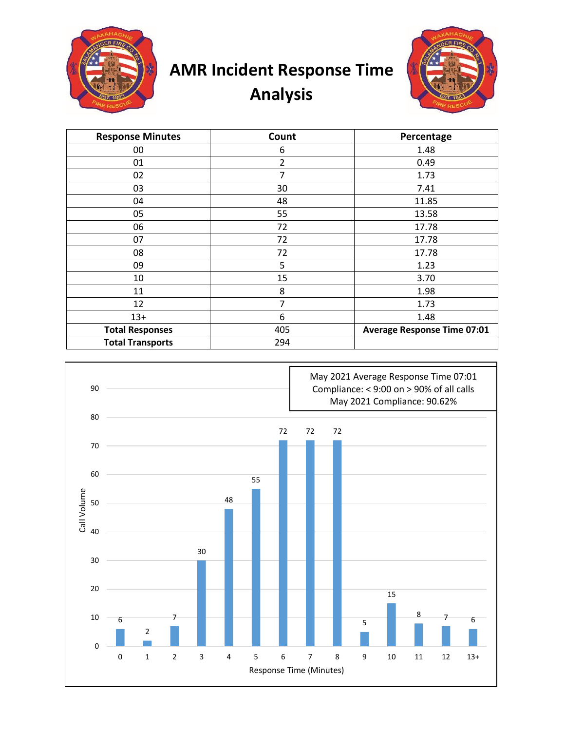# AMR Incident Response Time Analysis

| Response Minutes | Count | Percentage |
|---|---|---|
| 00 | 6 | 1.48 |
| 01 | 2 | 0.49 |
| 02 | 7 | 1.73 |
| 03 | 30 | 7.41 |
| 04 | 48 | 11.85 |
| 05 | 55 | 13.58 |
| 06 | 72 | 17.78 |
| 07 | 72 | 17.78 |
| 08 | 72 | 17.78 |
| 09 | 5 | 1.23 |
| 10 | 15 | 3.70 |
| 11 | 8 | 1.98 |
| 12 | 7 | 1.73 |
| 13+ | 6 | 1.48 |
| **Total Responses** | 405 | **Average Response Time 07:01** |
| **Total Transports** | 294 | |

May 2021 Average Response Time 07:01
Compliance: ≤ 9:00 on ≥ 90% of all calls
May 2021 Compliance: 90.62%

Call Volume

90
80
70
60
50
40
30
20
10
0

6 2 7 30 48 55 72 72 72 5 15 8 7 6

0 1 2 3 4 5 6 7 8 9 10 11 12 13+

Response Time (Minutes)